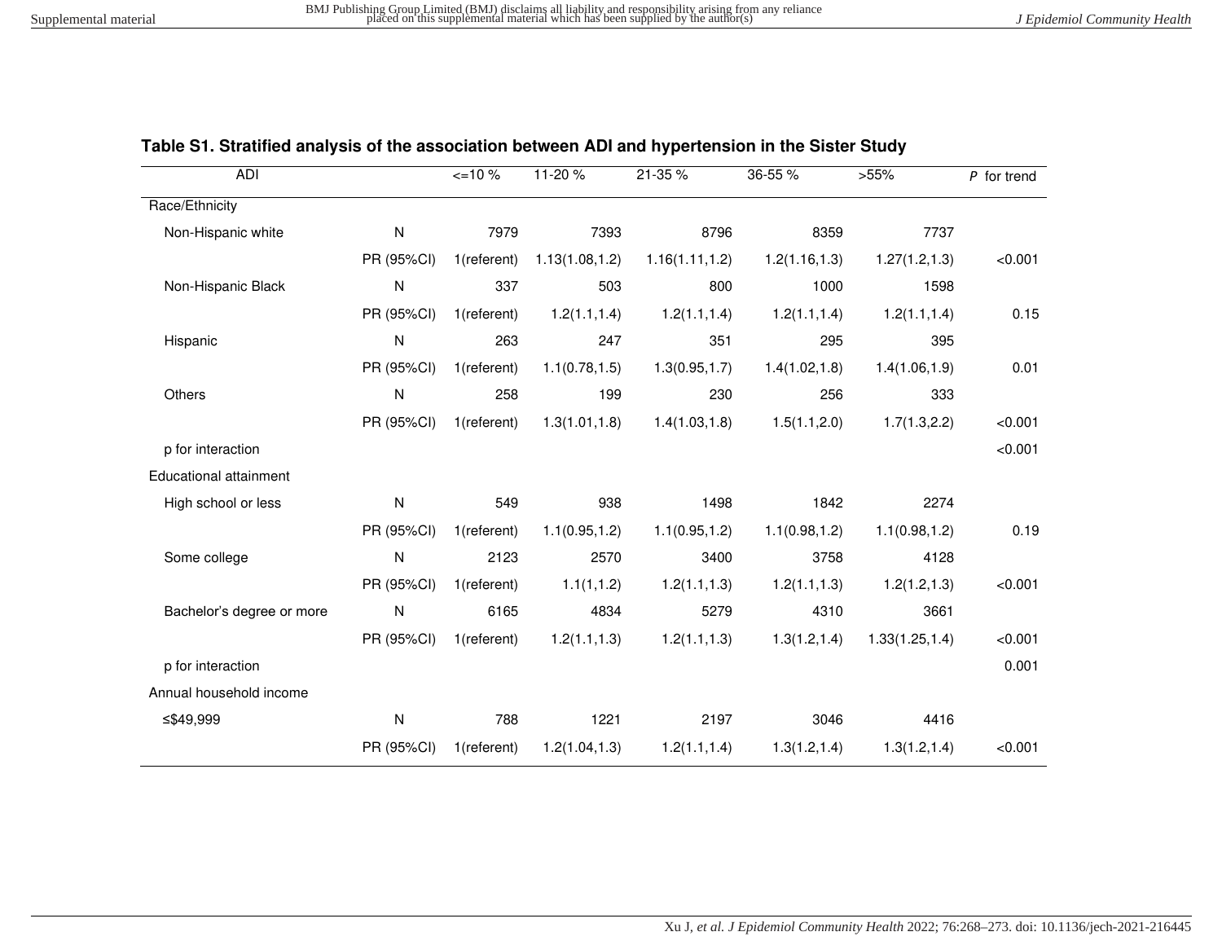**Table S1. Stratified analysis of the association between ADI and hypertension in the Sister Study**

| ADI | | <=10 % | 11-20 % | 21-35 % | 36-55 % | >55% | *P* for trend |
|---|---|---|---|---|---|---|---|
| Race/Ethnicity | | | | | | | |
| Non-Hispanic white | N | 7979 | 7393 | 8796 | 8359 | 7737 | |
| | PR (95%CI) | 1(referent) | 1.13(1.08,1.2) | 1.16(1.11,1.2) | 1.2(1.16,1.3) | 1.27(1.2,1.3) | <0.001 |
| Non-Hispanic Black | N | 337 | 503 | 800 | 1000 | 1598 | |
| | PR (95%CI) | 1(referent) | 1.2(1.1,1.4) | 1.2(1.1,1.4) | 1.2(1.1,1.4) | 1.2(1.1,1.4) | 0.15 |
| Hispanic | N | 263 | 247 | 351 | 295 | 395 | |
| | PR (95%CI) | 1(referent) | 1.1(0.78,1.5) | 1.3(0.95,1.7) | 1.4(1.02,1.8) | 1.4(1.06,1.9) | 0.01 |
| Others | N | 258 | 199 | 230 | 256 | 333 | |
| | PR (95%CI) | 1(referent) | 1.3(1.01,1.8) | 1.4(1.03,1.8) | 1.5(1.1,2.0) | 1.7(1.3,2.2) | <0.001 |
| p for interaction | | | | | | | <0.001 |
| Educational attainment | | | | | | | |
| High school or less | N | 549 | 938 | 1498 | 1842 | 2274 | |
| | PR (95%CI) | 1(referent) | 1.1(0.95,1.2) | 1.1(0.95,1.2) | 1.1(0.98,1.2) | 1.1(0.98,1.2) | 0.19 |
| Some college | N | 2123 | 2570 | 3400 | 3758 | 4128 | |
| | PR (95%CI) | 1(referent) | 1.1(1,1.2) | 1.2(1.1,1.3) | 1.2(1.1,1.3) | 1.2(1.2,1.3) | <0.001 |
| Bachelor's degree or more | N | 6165 | 4834 | 5279 | 4310 | 3661 | |
| | PR (95%CI) | 1(referent) | 1.2(1.1,1.3) | 1.2(1.1,1.3) | 1.3(1.2,1.4) | 1.33(1.25,1.4) | <0.001 |
| p for interaction | | | | | | | 0.001 |
| Annual household income | | | | | | | |
| ≤$49,999 | N | 788 | 1221 | 2197 | 3046 | 4416 | |
| | PR (95%CI) | 1(referent) | 1.2(1.04,1.3) | 1.2(1.1,1.4) | 1.3(1.2,1.4) | 1.3(1.2,1.4) | <0.001 |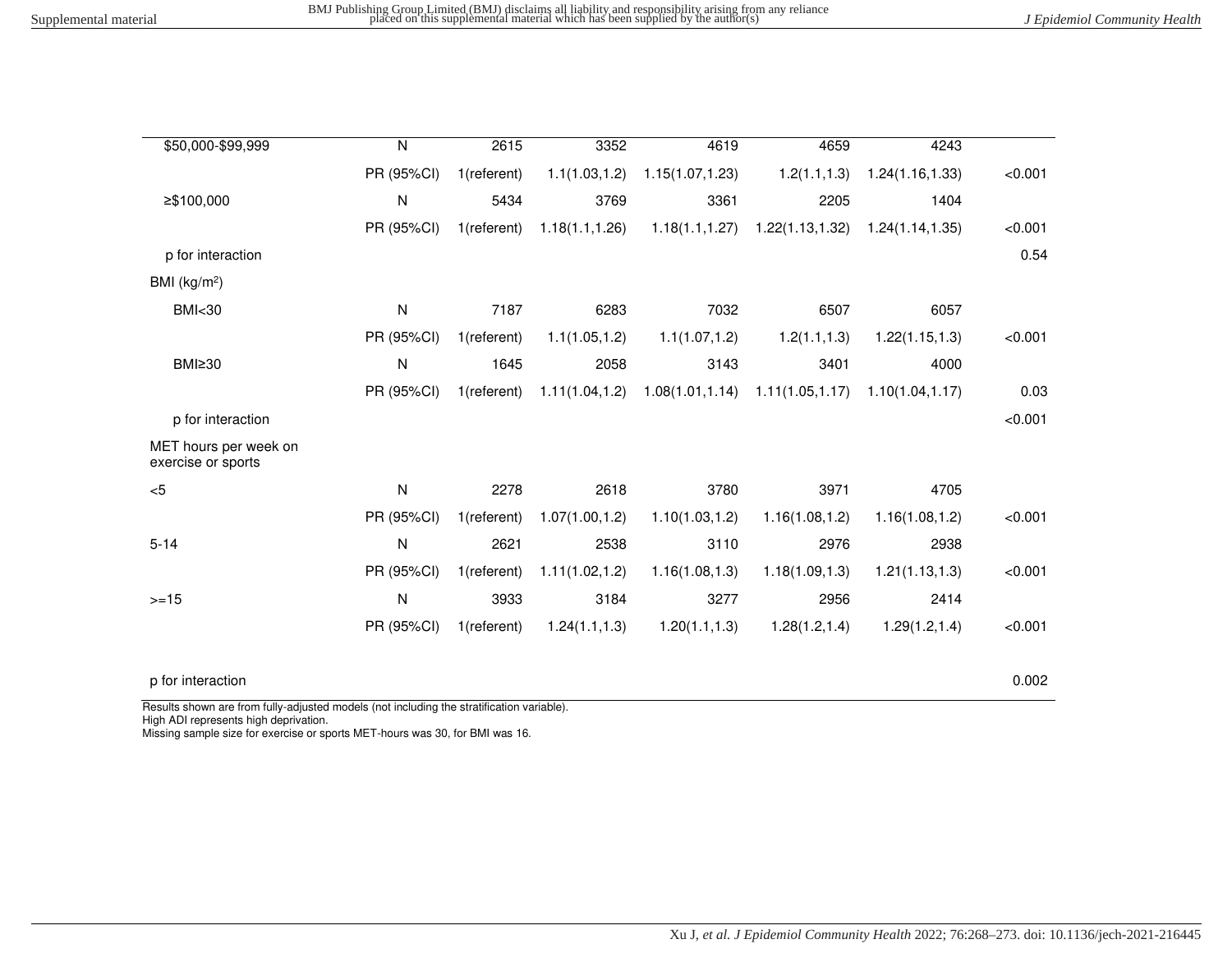| | | | | | | | |
|---|---|---|---|---|---|---|---|
| \$50,000-\$99,999 | N | 2615 | 3352 | 4619 | 4659 | 4243 | |
| | PR (95%CI) | 1(referent) | 1.1(1.03,1.2) | 1.15(1.07,1.23) | 1.2(1.1,1.3) | 1.24(1.16,1.33) | <0.001 |
| ≥\$100,000 | N | 5434 | 3769 | 3361 | 2205 | 1404 | |
| | PR (95%CI) | 1(referent) | 1.18(1.1,1.26) | 1.18(1.1,1.27) | 1.22(1.13,1.32) | 1.24(1.14,1.35) | <0.001 |
| p for interaction | | | | | | | 0.54 |
| BMI (kg/m$^2$) | | | | | | | |
| BMI<30 | N | 7187 | 6283 | 7032 | 6507 | 6057 | |
| | PR (95%CI) | 1(referent) | 1.1(1.05,1.2) | 1.1(1.07,1.2) | 1.2(1.1,1.3) | 1.22(1.15,1.3) | <0.001 |
| BMI≥30 | N | 1645 | 2058 | 3143 | 3401 | 4000 | |
| | PR (95%CI) | 1(referent) | 1.11(1.04,1.2) | 1.08(1.01,1.14) | 1.11(1.05,1.17) | 1.10(1.04,1.17) | 0.03 |
| p for interaction | | | | | | | <0.001 |
| MET hours per week on exercise or sports | | | | | | | |
| <5 | N | 2278 | 2618 | 3780 | 3971 | 4705 | |
| | PR (95%CI) | 1(referent) | 1.07(1.00,1.2) | 1.10(1.03,1.2) | 1.16(1.08,1.2) | 1.16(1.08,1.2) | <0.001 |
| 5-14 | N | 2621 | 2538 | 3110 | 2976 | 2938 | |
| | PR (95%CI) | 1(referent) | 1.11(1.02,1.2) | 1.16(1.08,1.3) | 1.18(1.09,1.3) | 1.21(1.13,1.3) | <0.001 |
| >=15 | N | 3933 | 3184 | 3277 | 2956 | 2414 | |
| | PR (95%CI) | 1(referent) | 1.24(1.1,1.3) | 1.20(1.1,1.3) | 1.28(1.2,1.4) | 1.29(1.2,1.4) | <0.001 |
| p for interaction | | | | | | | 0.002 |

Results shown are from fully-adjusted models (not including the stratification variable).
High ADI represents high deprivation.
Missing sample size for exercise or sports MET-hours was 30, for BMI was 16.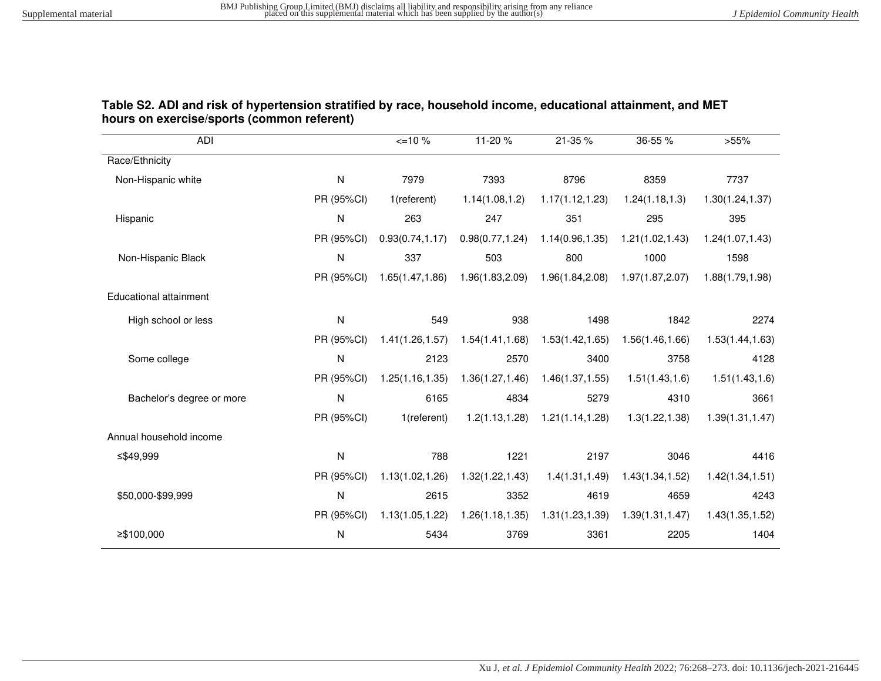**Table S2. ADI and risk of hypertension stratified by race, household income, educational attainment, and MET hours on exercise/sports (common referent)**

| ADI | | <=10 % | 11-20 % | 21-35 % | 36-55 % | >55% |
|---|---|---|---|---|---|---|
| Race/Ethnicity | | | | | | |
| Non-Hispanic white | N | 7979 | 7393 | 8796 | 8359 | 7737 |
| | PR (95%CI) | 1(referent) | 1.14(1.08,1.2) | 1.17(1.12,1.23) | 1.24(1.18,1.3) | 1.30(1.24,1.37) |
| Hispanic | N | 263 | 247 | 351 | 295 | 395 |
| | PR (95%CI) | 0.93(0.74,1.17) | 0.98(0.77,1.24) | 1.14(0.96,1.35) | 1.21(1.02,1.43) | 1.24(1.07,1.43) |
| Non-Hispanic Black | N | 337 | 503 | 800 | 1000 | 1598 |
| | PR (95%CI) | 1.65(1.47,1.86) | 1.96(1.83,2.09) | 1.96(1.84,2.08) | 1.97(1.87,2.07) | 1.88(1.79,1.98) |
| Educational attainment | | | | | | |
| High school or less | N | 549 | 938 | 1498 | 1842 | 2274 |
| | PR (95%CI) | 1.41(1.26,1.57) | 1.54(1.41,1.68) | 1.53(1.42,1.65) | 1.56(1.46,1.66) | 1.53(1.44,1.63) |
| Some college | N | 2123 | 2570 | 3400 | 3758 | 4128 |
| | PR (95%CI) | 1.25(1.16,1.35) | 1.36(1.27,1.46) | 1.46(1.37,1.55) | 1.51(1.43,1.6) | 1.51(1.43,1.6) |
| Bachelor's degree or more | N | 6165 | 4834 | 5279 | 4310 | 3661 |
| | PR (95%CI) | 1(referent) | 1.2(1.13,1.28) | 1.21(1.14,1.28) | 1.3(1.22,1.38) | 1.39(1.31,1.47) |
| Annual household income | | | | | | |
| ≤$49,999 | N | 788 | 1221 | 2197 | 3046 | 4416 |
| | PR (95%CI) | 1.13(1.02,1.26) | 1.32(1.22,1.43) | 1.4(1.31,1.49) | 1.43(1.34,1.52) | 1.42(1.34,1.51) |
| $50,000-$99,999 | N | 2615 | 3352 | 4619 | 4659 | 4243 |
| | PR (95%CI) | 1.13(1.05,1.22) | 1.26(1.18,1.35) | 1.31(1.23,1.39) | 1.39(1.31,1.47) | 1.43(1.35,1.52) |
| ≥$100,000 | N | 5434 | 3769 | 3361 | 2205 | 1404 |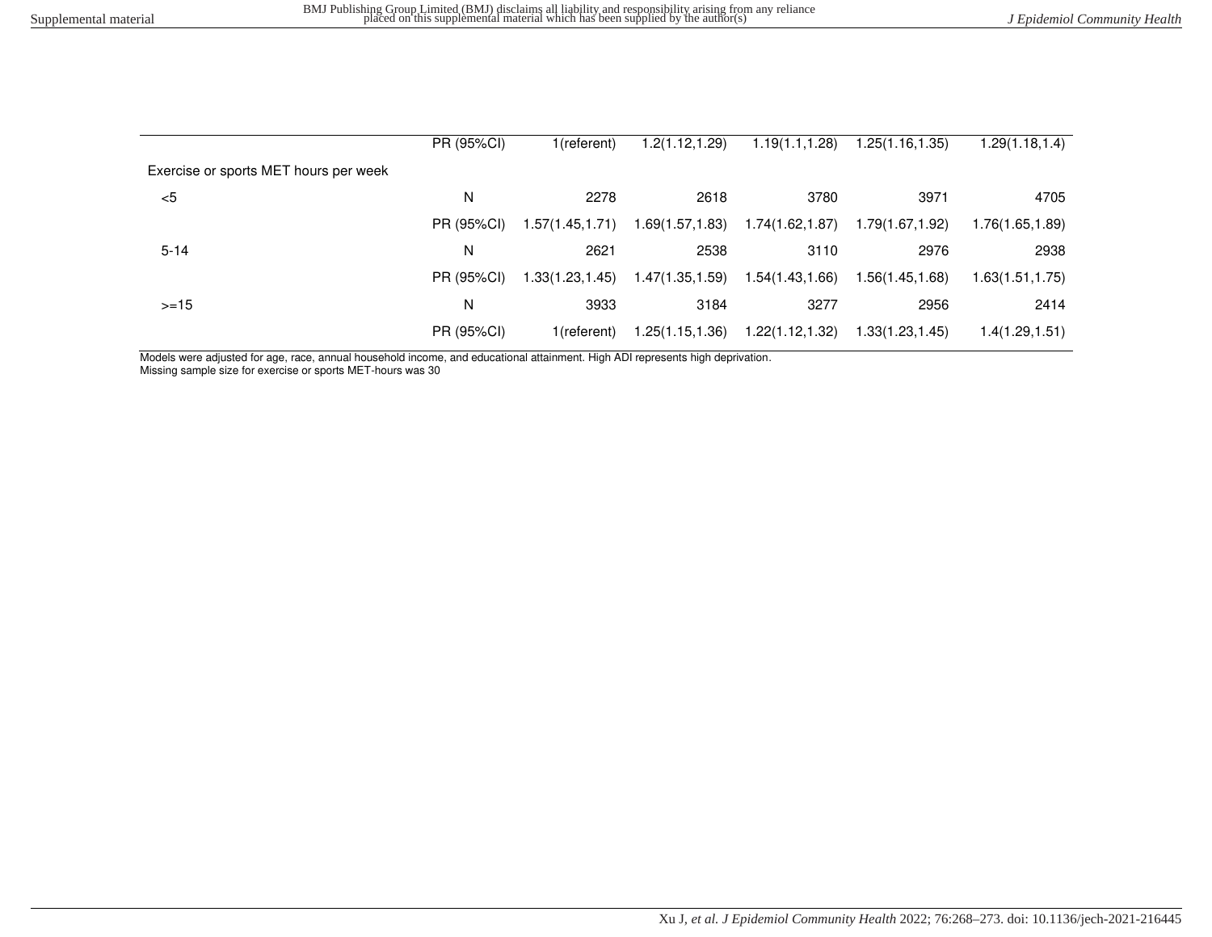| | | | | | | |
|---|---|---|---|---|---|---|
| | PR (95%CI) | 1(referent) | 1.2(1.12,1.29) | 1.19(1.1,1.28) | 1.25(1.16,1.35) | 1.29(1.18,1.4) |
| Exercise or sports MET hours per week | | | | | | |
| <5 | N | 2278 | 2618 | 3780 | 3971 | 4705 |
| | PR (95%CI) | 1.57(1.45,1.71) | 1.69(1.57,1.83) | 1.74(1.62,1.87) | 1.79(1.67,1.92) | 1.76(1.65,1.89) |
| 5-14 | N | 2621 | 2538 | 3110 | 2976 | 2938 |
| | PR (95%CI) | 1.33(1.23,1.45) | 1.47(1.35,1.59) | 1.54(1.43,1.66) | 1.56(1.45,1.68) | 1.63(1.51,1.75) |
| >=15 | N | 3933 | 3184 | 3277 | 2956 | 2414 |
| | PR (95%CI) | 1(referent) | 1.25(1.15,1.36) | 1.22(1.12,1.32) | 1.33(1.23,1.45) | 1.4(1.29,1.51) |

Models were adjusted for age, race, annual household income, and educational attainment. High ADI represents high deprivation.
Missing sample size for exercise or sports MET-hours was 30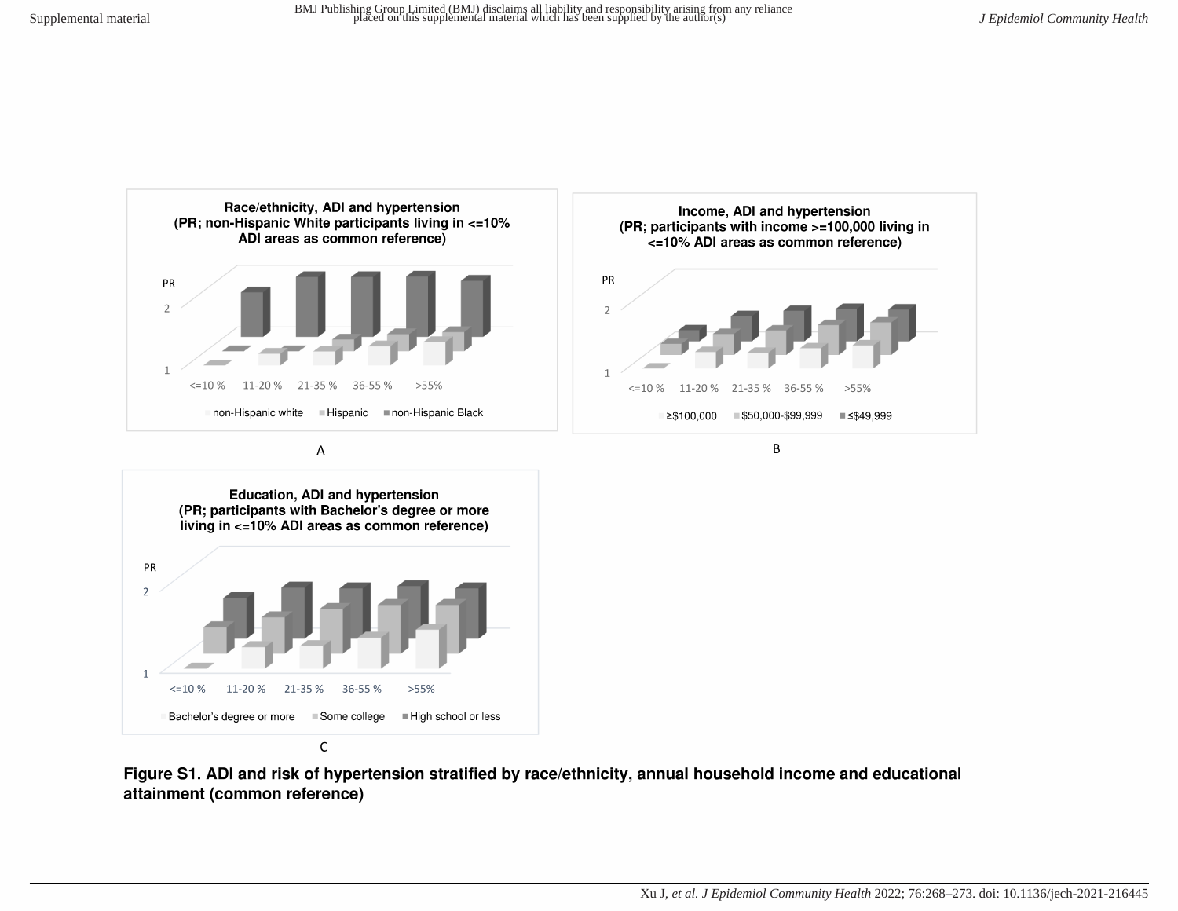**Race/ethnicity, ADI and hypertension (PR; non-Hispanic White participants living in <=10% ADI areas as common reference)**

PR

2

1

<=10 % 11-20 % 21-35 % 36-55 % >55%

non-Hispanic white ■ Hispanic ■ non-Hispanic Black

A

**Income, ADI and hypertension (PR; participants with income >=100,000 living in <=10% ADI areas as common reference)**

PR

2

1

<=10 % 11-20 % 21-35 % 36-55 % >55%

≥$100,000 ■ $50,000-$99,999 ■ ≤$49,999

B

**Education, ADI and hypertension (PR; participants with Bachelor's degree or more living in <=10% ADI areas as common reference)**

PR

2

1

<=10 % 11-20 % 21-35 % 36-55 % >55%

Bachelor's degree or more ■ Some college ■ High school or less

C

**Figure S1. ADI and risk of hypertension stratified by race/ethnicity, annual household income and educational attainment (common reference)**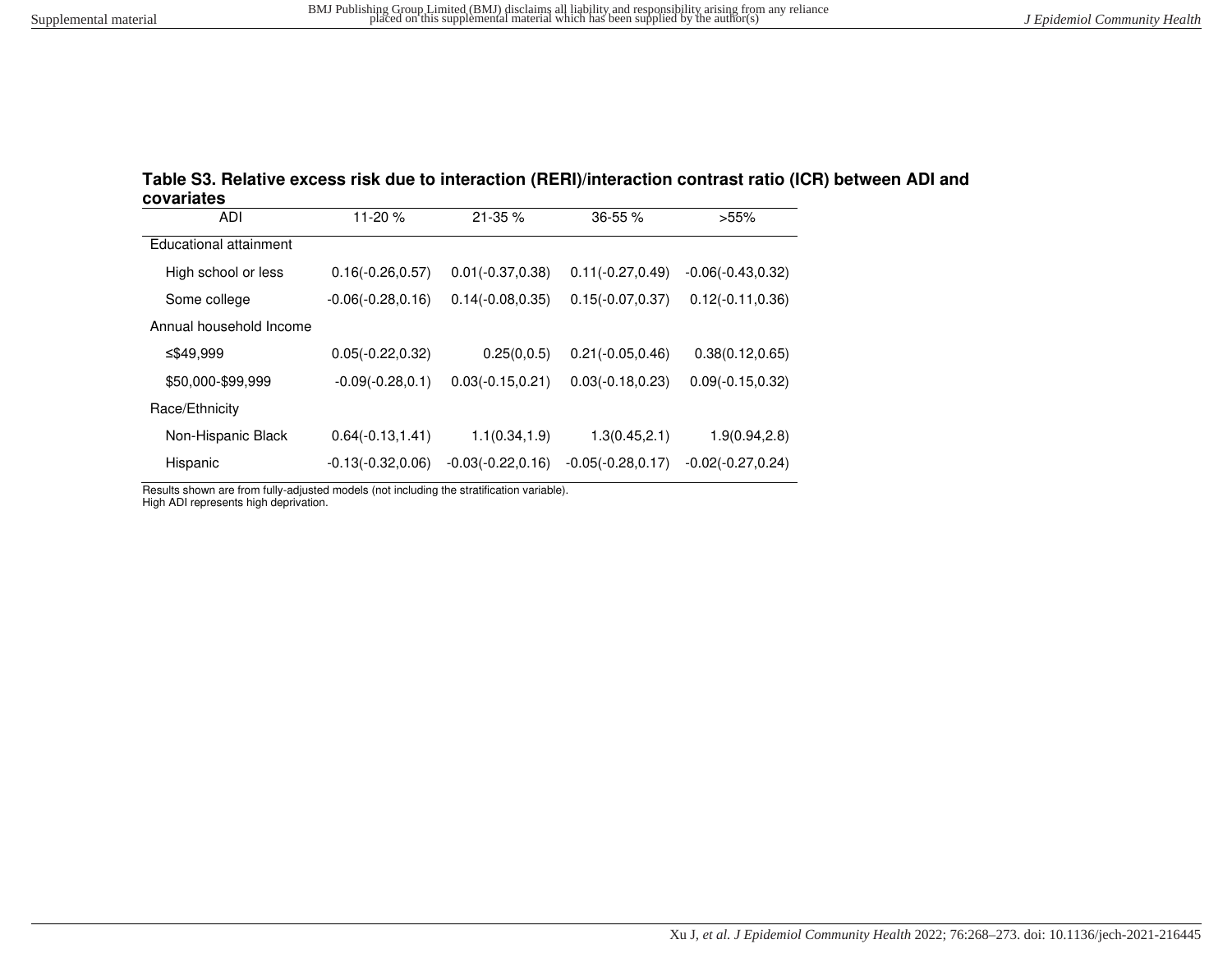**Table S3. Relative excess risk due to interaction (RERI)/interaction contrast ratio (ICR) between ADI and covariates**

| ADI | 11-20 % | 21-35 % | 36-55 % | >55% |
|---|---|---|---|---|
| Educational attainment | | | | |
| High school or less | 0.16(-0.26,0.57) | 0.01(-0.37,0.38) | 0.11(-0.27,0.49) | -0.06(-0.43,0.32) |
| Some college | -0.06(-0.28,0.16) | 0.14(-0.08,0.35) | 0.15(-0.07,0.37) | 0.12(-0.11,0.36) |
| Annual household Income | | | | |
| ≤$49,999 | 0.05(-0.22,0.32) | 0.25(0,0.5) | 0.21(-0.05,0.46) | 0.38(0.12,0.65) |
| $50,000-$99,999 | -0.09(-0.28,0.1) | 0.03(-0.15,0.21) | 0.03(-0.18,0.23) | 0.09(-0.15,0.32) |
| Race/Ethnicity | | | | |
| Non-Hispanic Black | 0.64(-0.13,1.41) | 1.1(0.34,1.9) | 1.3(0.45,2.1) | 1.9(0.94,2.8) |
| Hispanic | -0.13(-0.32,0.06) | -0.03(-0.22,0.16) | -0.05(-0.28,0.17) | -0.02(-0.27,0.24) |

Results shown are from fully-adjusted models (not including the stratification variable).
High ADI represents high deprivation.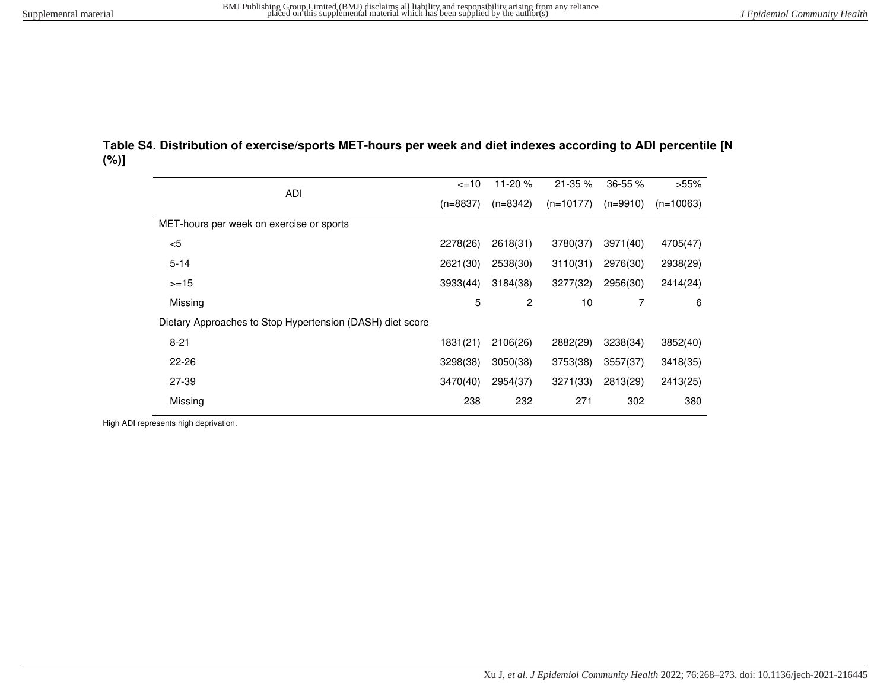**Table S4. Distribution of exercise/sports MET-hours per week and diet indexes according to ADI percentile [N (%)]**

| ADI | <=10 (n=8837) | 11-20 % (n=8342) | 21-35 % (n=10177) | 36-55 % (n=9910) | >55% (n=10063) |
|---|---|---|---|---|---|
| MET-hours per week on exercise or sports | | | | | |
| <5 | 2278(26) | 2618(31) | 3780(37) | 3971(40) | 4705(47) |
| 5-14 | 2621(30) | 2538(30) | 3110(31) | 2976(30) | 2938(29) |
| >=15 | 3933(44) | 3184(38) | 3277(32) | 2956(30) | 2414(24) |
| Missing | 5 | 2 | 10 | 7 | 6 |
| Dietary Approaches to Stop Hypertension (DASH) diet score | | | | | |
| 8-21 | 1831(21) | 2106(26) | 2882(29) | 3238(34) | 3852(40) |
| 22-26 | 3298(38) | 3050(38) | 3753(38) | 3557(37) | 3418(35) |
| 27-39 | 3470(40) | 2954(37) | 3271(33) | 2813(29) | 2413(25) |
| Missing | 238 | 232 | 271 | 302 | 380 |

High ADI represents high deprivation.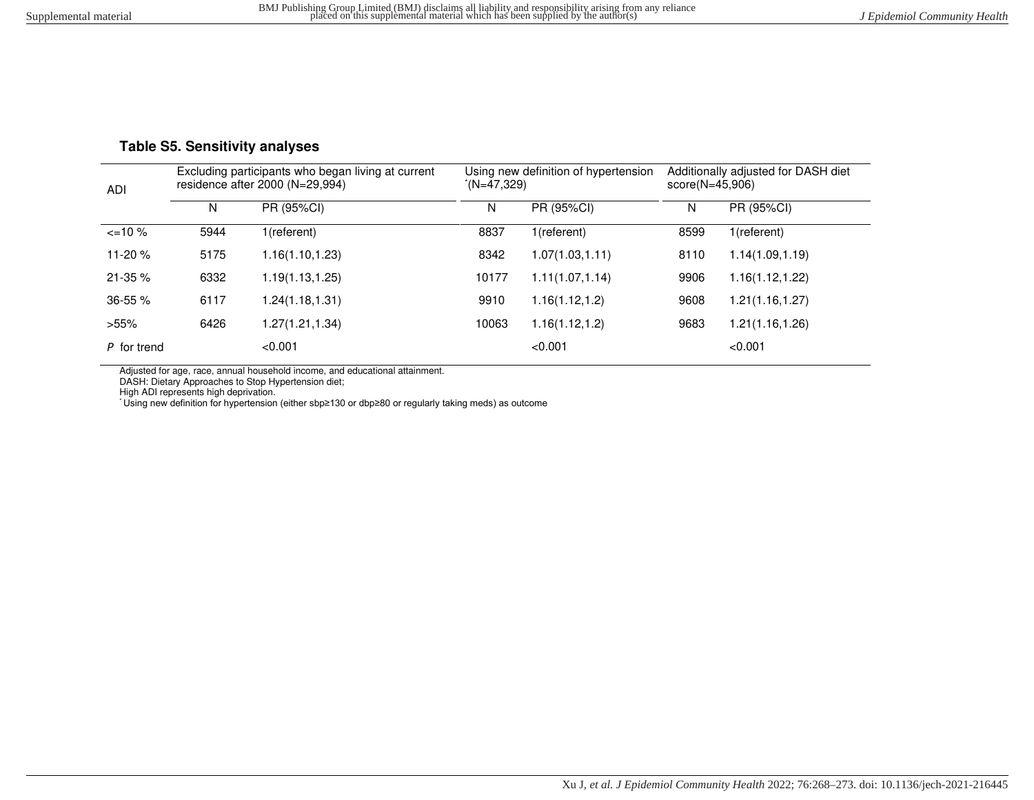**Table S5. Sensitivity analyses**

| ADI | Excluding participants who began living at current residence after 2000 (N=29,994) | | Using new definition of hypertension *(N=47,329) | | Additionally adjusted for DASH diet score(N=45,906) | |
|---|---|---|---|---|---|---|
| | N | PR (95%CI) | N | PR (95%CI) | N | PR (95%CI) |
| <=10 % | 5944 | 1(referent) | 8837 | 1(referent) | 8599 | 1(referent) |
| 11-20 % | 5175 | 1.16(1.10,1.23) | 8342 | 1.07(1.03,1.11) | 8110 | 1.14(1.09,1.19) |
| 21-35 % | 6332 | 1.19(1.13,1.25) | 10177 | 1.11(1.07,1.14) | 9906 | 1.16(1.12,1.22) |
| 36-55 % | 6117 | 1.24(1.18,1.31) | 9910 | 1.16(1.12,1.2) | 9608 | 1.21(1.16,1.27) |
| >55% | 6426 | 1.27(1.21,1.34) | 10063 | 1.16(1.12,1.2) | 9683 | 1.21(1.16,1.26) |
| *P* for trend | | <0.001 | | <0.001 | | <0.001 |

Adjusted for age, race, annual household income, and educational attainment.
DASH: Dietary Approaches to Stop Hypertension diet;
High ADI represents high deprivation.
* Using new definition for hypertension (either sbp≥130 or dbp≥80 or regularly taking meds) as outcome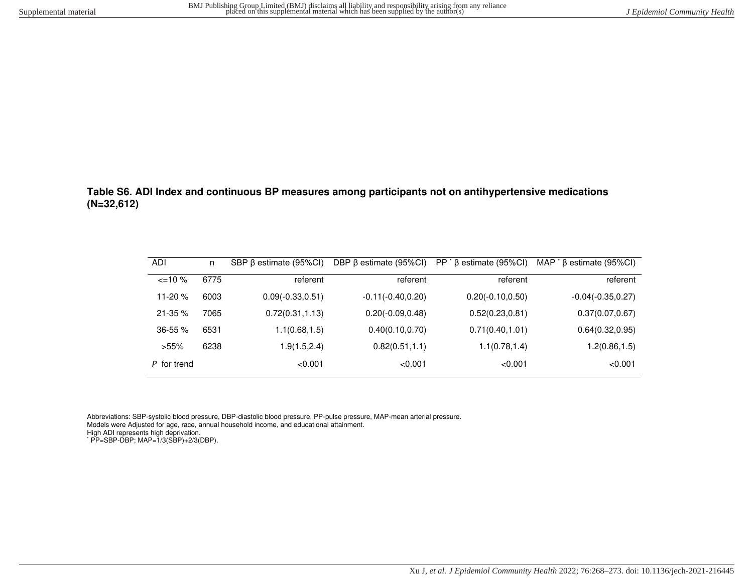**Table S6. ADI Index and continuous BP measures among participants not on antihypertensive medications (N=32,612)**

| ADI | n | SBP β estimate (95%CI) | DBP β estimate (95%CI) | PP * β estimate (95%CI) | MAP * β estimate (95%CI) |
|---|---|---|---|---|---|
| <=10 % | 6775 | referent | referent | referent | referent |
| 11-20 % | 6003 | 0.09(-0.33,0.51) | -0.11(-0.40,0.20) | 0.20(-0.10,0.50) | -0.04(-0.35,0.27) |
| 21-35 % | 7065 | 0.72(0.31,1.13) | 0.20(-0.09,0.48) | 0.52(0.23,0.81) | 0.37(0.07,0.67) |
| 36-55 % | 6531 | 1.1(0.68,1.5) | 0.40(0.10,0.70) | 0.71(0.40,1.01) | 0.64(0.32,0.95) |
| >55% | 6238 | 1.9(1.5,2.4) | 0.82(0.51,1.1) | 1.1(0.78,1.4) | 1.2(0.86,1.5) |
| *P* for trend | | <0.001 | <0.001 | <0.001 | <0.001 |

Abbreviations: SBP-systolic blood pressure, DBP-diastolic blood pressure, PP-pulse pressure, MAP-mean arterial pressure.
Models were Adjusted for age, race, annual household income, and educational attainment.
High ADI represents high deprivation.
* PP=SBP-DBP; MAP=1/3(SBP)+2/3(DBP).